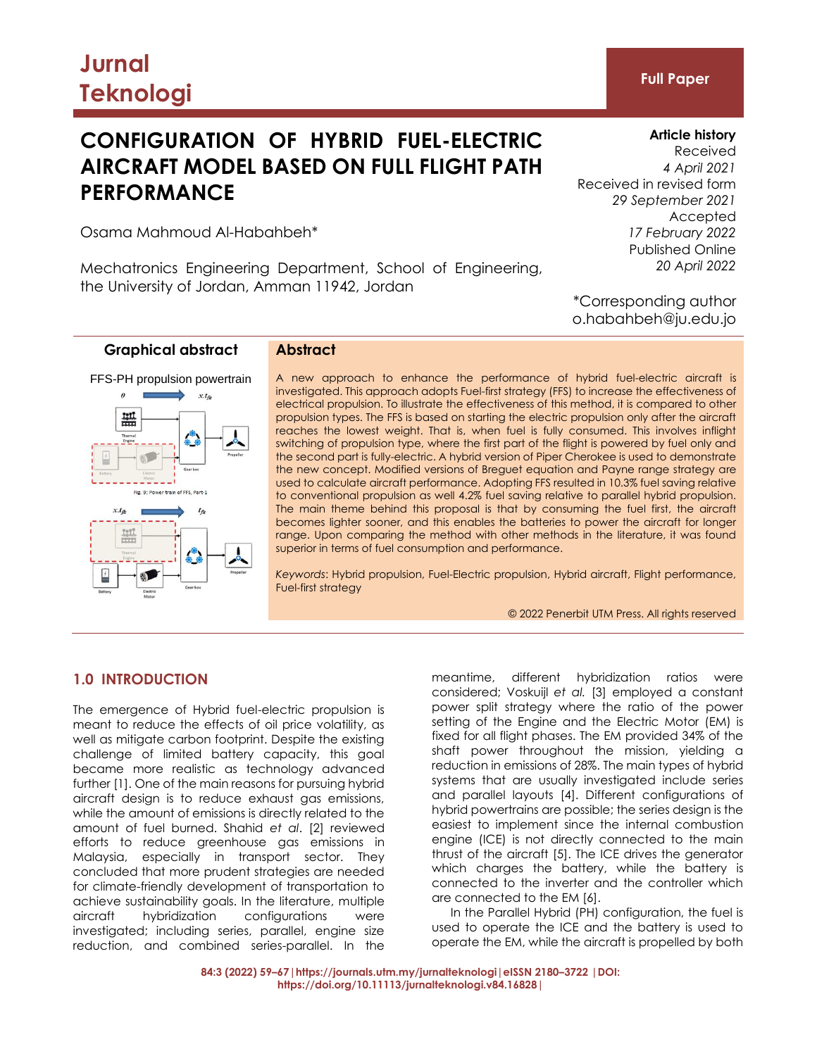Jurnal Teknologi

**Full Paper**

# CONFIGURATION OF HYBRID FUEL-ELECTRIC AIRCRAFT MODEL BASED ON FULL FLIGHT PATH PERFORMANCE

Osama Mahmoud Al-Hababheh*

Mechatronics Engineering Department, School of Engineering, the University of Jordan, Amman 11942, Jordan

**Article history**
Received
*4 April 2021*
Received in revised form
*29 September 2021*
Accepted
*17 February 2022*
Published Online
*20 April 2022*

*Corresponding author
o.habahbeh@ju.edu.jo

**Graphical abstract**

FFS-PH propulsion powertrain

**Abstract**

A new approach to enhance the performance of hybrid fuel-electric aircraft is investigated. This approach adopts Fuel-first strategy (FFS) to increase the effectiveness of electrical propulsion. To illustrate the effectiveness of this method, it is compared to other propulsion types. The FFS is based on starting the electric propulsion only after the aircraft reaches the lowest weight. That is, when fuel is fully consumed. This involves inflight switching of propulsion type, where the first part of the flight is powered by fuel only and the second part is fully-electric. A hybrid version of Piper Cherokee is used to demonstrate the new concept. Modified versions of Breguet equation and Payne range strategy are used to calculate aircraft performance. Adopting FFS resulted in 10.3% fuel saving relative to conventional propulsion as well 4.2% fuel saving relative to parallel hybrid propulsion. The main theme behind this proposal is that by consuming the fuel first, the aircraft becomes lighter sooner, and this enables the batteries to power the aircraft for longer range. Upon comparing the method with other methods in the literature, it was found superior in terms of fuel consumption and performance.

*Keywords*: Hybrid propulsion, Fuel-Electric propulsion, Hybrid aircraft, Flight performance, Fuel-first strategy

© 2022 Penerbit UTM Press. All rights reserved

## 1.0 INTRODUCTION

The emergence of Hybrid fuel-electric propulsion is meant to reduce the effects of oil price volatility, as well as mitigate carbon footprint. Despite the existing challenge of limited battery capacity, this goal became more realistic as technology advanced further [1]. One of the main reasons for pursuing hybrid aircraft design is to reduce exhaust gas emissions, while the amount of emissions is directly related to the amount of fuel burned. Shahid *et al*. [2] reviewed efforts to reduce greenhouse gas emissions in Malaysia, especially in transport sector. They concluded that more prudent strategies are needed for climate-friendly development of transportation to achieve sustainability goals. In the literature, multiple aircraft hybridization configurations were investigated; including series, parallel, engine size reduction, and combined series-parallel. In the meantime, different hybridization ratios were considered; Voskuijl *et al.* [3] employed a constant power split strategy where the ratio of the power setting of the Engine and the Electric Motor (EM) is fixed for all flight phases. The EM provided 34% of the shaft power throughout the mission, yielding a reduction in emissions of 28%. The main types of hybrid systems that are usually investigated include series and parallel layouts [4]. Different configurations of hybrid powertrains are possible; the series design is the easiest to implement since the internal combustion engine (ICE) is not directly connected to the main thrust of the aircraft [5]. The ICE drives the generator which charges the battery, while the battery is connected to the inverter and the controller which are connected to the EM [6].

In the Parallel Hybrid (PH) configuration, the fuel is used to operate the ICE and the battery is used to operate the EM, while the aircraft is propelled by both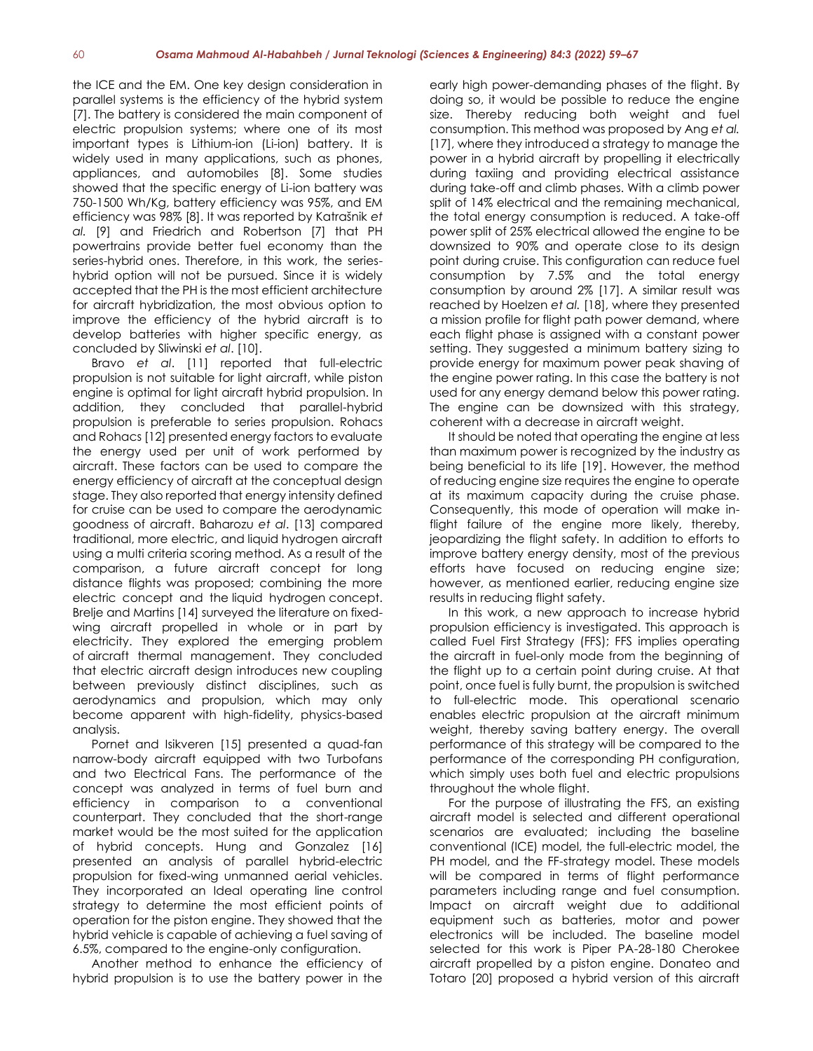the ICE and the EM. One key design consideration in parallel systems is the efficiency of the hybrid system [7]. The battery is considered the main component of electric propulsion systems; where one of its most important types is Lithium-ion (Li-ion) battery. It is widely used in many applications, such as phones, appliances, and automobiles [8]. Some studies showed that the specific energy of Li-ion battery was 750-1500 Wh/Kg, battery efficiency was 95%, and EM efficiency was 98% [8]. It was reported by Katrašnik *et al.* [9] and Friedrich and Robertson [7] that PH powertrains provide better fuel economy than the series-hybrid ones. Therefore, in this work, the series-hybrid option will not be pursued. Since it is widely accepted that the PH is the most efficient architecture for aircraft hybridization, the most obvious option to improve the efficiency of the hybrid aircraft is to develop batteries with higher specific energy, as concluded by Sliwinski *et al*. [10].

Bravo *et al*. [11] reported that full-electric propulsion is not suitable for light aircraft, while piston engine is optimal for light aircraft hybrid propulsion. In addition, they concluded that parallel-hybrid propulsion is preferable to series propulsion. Rohacs and Rohacs [12] presented energy factors to evaluate the energy used per unit of work performed by aircraft. These factors can be used to compare the energy efficiency of aircraft at the conceptual design stage. They also reported that energy intensity defined for cruise can be used to compare the aerodynamic goodness of aircraft. Baharozu *et al*. [13] compared traditional, more electric, and liquid hydrogen aircraft using a multi criteria scoring method. As a result of the comparison, a future aircraft concept for long distance flights was proposed; combining the more electric concept and the liquid hydrogen concept. Brelje and Martins [14] surveyed the literature on fixed-wing aircraft propelled in whole or in part by electricity. They explored the emerging problem of aircraft thermal management. They concluded that electric aircraft design introduces new coupling between previously distinct disciplines, such as aerodynamics and propulsion, which may only become apparent with high-fidelity, physics-based analysis.

Pornet and Isikveren [15] presented a quad-fan narrow-body aircraft equipped with two Turbofans and two Electrical Fans. The performance of the concept was analyzed in terms of fuel burn and efficiency in comparison to a conventional counterpart. They concluded that the short-range market would be the most suited for the application of hybrid concepts. Hung and Gonzalez [16] presented an analysis of parallel hybrid-electric propulsion for fixed-wing unmanned aerial vehicles. They incorporated an Ideal operating line control strategy to determine the most efficient points of operation for the piston engine. They showed that the hybrid vehicle is capable of achieving a fuel saving of 6.5%, compared to the engine-only configuration.

Another method to enhance the efficiency of hybrid propulsion is to use the battery power in the early high power-demanding phases of the flight. By doing so, it would be possible to reduce the engine size. Thereby reducing both weight and fuel consumption. This method was proposed by Ang *et al.* [17], where they introduced a strategy to manage the power in a hybrid aircraft by propelling it electrically during taxiing and providing electrical assistance during take-off and climb phases. With a climb power split of 14% electrical and the remaining mechanical, the total energy consumption is reduced. A take-off power split of 25% electrical allowed the engine to be downsized to 90% and operate close to its design point during cruise. This configuration can reduce fuel consumption by 7.5% and the total energy consumption by around 2% [17]. A similar result was reached by Hoelzen *et al.* [18], where they presented a mission profile for flight path power demand, where each flight phase is assigned with a constant power setting. They suggested a minimum battery sizing to provide energy for maximum power peak shaving of the engine power rating. In this case the battery is not used for any energy demand below this power rating. The engine can be downsized with this strategy, coherent with a decrease in aircraft weight.

It should be noted that operating the engine at less than maximum power is recognized by the industry as being beneficial to its life [19]. However, the method of reducing engine size requires the engine to operate at its maximum capacity during the cruise phase. Consequently, this mode of operation will make in-flight failure of the engine more likely, thereby, jeopardizing the flight safety. In addition to efforts to improve battery energy density, most of the previous efforts have focused on reducing engine size; however, as mentioned earlier, reducing engine size results in reducing flight safety.

In this work, a new approach to increase hybrid propulsion efficiency is investigated. This approach is called Fuel First Strategy (FFS); FFS implies operating the aircraft in fuel-only mode from the beginning of the flight up to a certain point during cruise. At that point, once fuel is fully burnt, the propulsion is switched to full-electric mode. This operational scenario enables electric propulsion at the aircraft minimum weight, thereby saving battery energy. The overall performance of this strategy will be compared to the performance of the corresponding PH configuration, which simply uses both fuel and electric propulsions throughout the whole flight.

For the purpose of illustrating the FFS, an existing aircraft model is selected and different operational scenarios are evaluated; including the baseline conventional (ICE) model, the full-electric model, the PH model, and the FF-strategy model. These models will be compared in terms of flight performance parameters including range and fuel consumption. Impact on aircraft weight due to additional equipment such as batteries, motor and power electronics will be included. The baseline model selected for this work is Piper PA-28-180 Cherokee aircraft propelled by a piston engine. Donateo and Totaro [20] proposed a hybrid version of this aircraft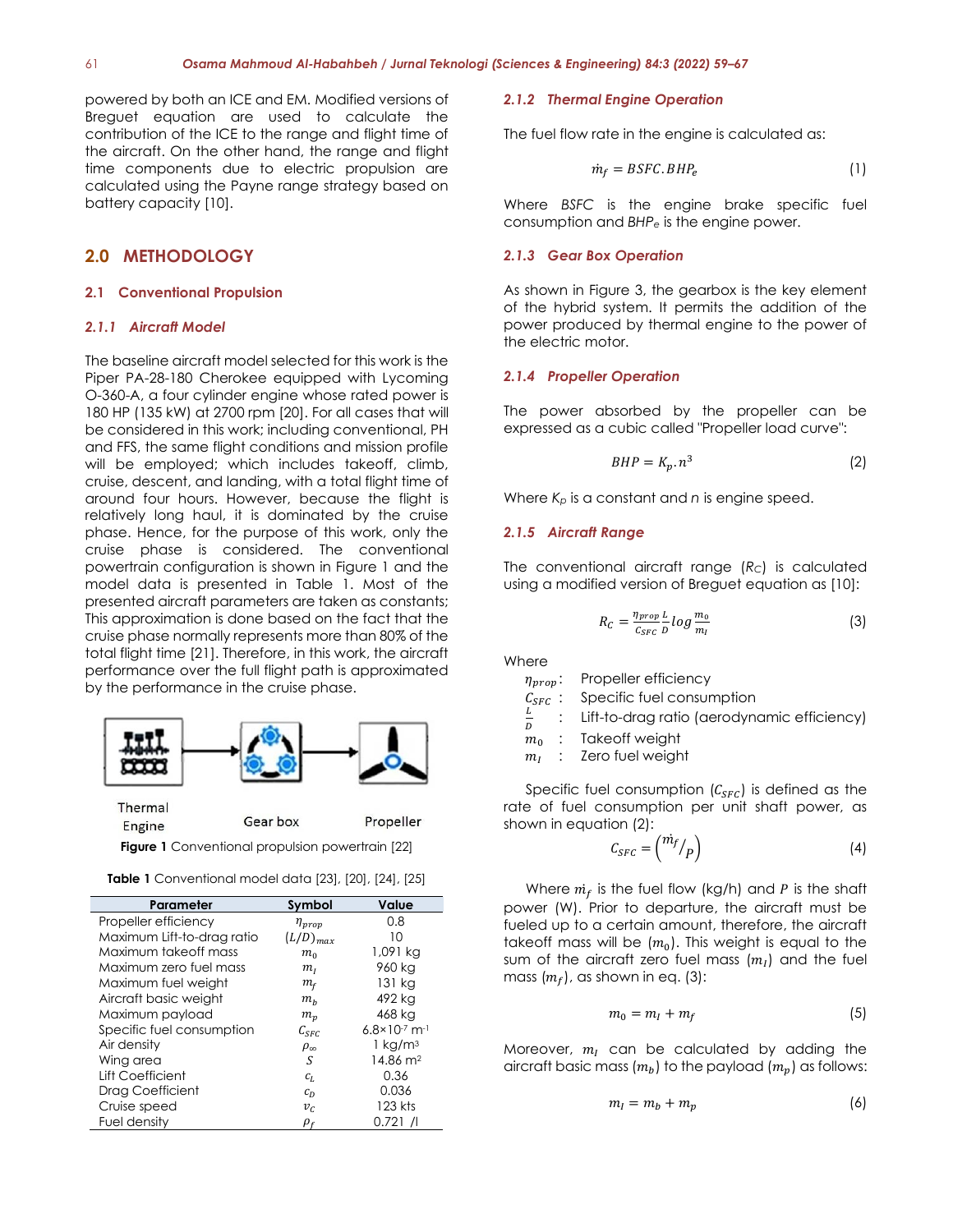powered by both an ICE and EM. Modified versions of Breguet equation are used to calculate the contribution of the ICE to the range and flight time of the aircraft. On the other hand, the range and flight time components due to electric propulsion are calculated using the Payne range strategy based on battery capacity [10].

## 2.0 METHODOLOGY

### 2.1 Conventional Propulsion

#### *2.1.1 Aircraft Model*

The baseline aircraft model selected for this work is the Piper PA-28-180 Cherokee equipped with Lycoming O-360-A, a four cylinder engine whose rated power is 180 HP (135 kW) at 2700 rpm [20]. For all cases that will be considered in this work; including conventional, PH and FFS, the same flight conditions and mission profile will be employed; which includes takeoff, climb, cruise, descent, and landing, with a total flight time of around four hours. However, because the flight is relatively long haul, it is dominated by the cruise phase. Hence, for the purpose of this work, only the cruise phase is considered. The conventional powertrain configuration is shown in Figure 1 and the model data is presented in Table 1. Most of the presented aircraft parameters are taken as constants; This approximation is done based on the fact that the cruise phase normally represents more than 80% of the total flight time [21]. Therefore, in this work, the aircraft performance over the full flight path is approximated by the performance in the cruise phase.

Thermal Engine | Gear box | Propeller

**Figure 1** Conventional propulsion powertrain [22]

**Table 1** Conventional model data [23], [20], [24], [25]

| Parameter | Symbol | Value |
|---|---|---|
| Propeller efficiency | $\eta_{prop}$ | 0.8 |
| Maximum Lift-to-drag ratio | $(L/D)_{max}$ | 10 |
| Maximum takeoff mass | $m_0$ | 1,091 kg |
| Maximum zero fuel mass | $m_I$ | 960 kg |
| Maximum fuel weight | $m_f$ | 131 kg |
| Aircraft basic weight | $m_b$ | 492 kg |
| Maximum payload | $m_p$ | 468 kg |
| Specific fuel consumption | $C_{SFC}$ | $6.8\times10^{-7}$ m$^{-1}$ |
| Air density | $\rho_\infty$ | 1 kg/m$^3$ |
| Wing area | $S$ | 14.86 m$^2$ |
| Lift Coefficient | $c_L$ | 0.36 |
| Drag Coefficient | $c_D$ | 0.036 |
| Cruise speed | $v_C$ | 123 kts |
| Fuel density | $\rho_f$ | 0.721 /l |

#### *2.1.2 Thermal Engine Operation*

The fuel flow rate in the engine is calculated as:

$$\dot{m}_f = BSFC.BHP_e \tag{1}$$

Where *BSFC* is the engine brake specific fuel consumption and $BHP_e$ is the engine power.

#### *2.1.3 Gear Box Operation*

As shown in Figure 3, the gearbox is the key element of the hybrid system. It permits the addition of the power produced by thermal engine to the power of the electric motor.

#### *2.1.4 Propeller Operation*

The power absorbed by the propeller can be expressed as a cubic called "Propeller load curve":

$$BHP = K_p.n^3 \tag{2}$$

Where $K_p$ is a constant and $n$ is engine speed.

#### *2.1.5 Aircraft Range*

The conventional aircraft range ($R_C$) is calculated using a modified version of Breguet equation as [10]:

$$R_C = \frac{\eta_{prop}}{C_{SFC}}\frac{L}{D}log\frac{m_0}{m_I} \tag{3}$$

Where

- $\eta_{prop}$ : Propeller efficiency
- $C_{SFC}$ : Specific fuel consumption
- $\frac{L}{D}$ : Lift-to-drag ratio (aerodynamic efficiency)
- $m_0$ : Takeoff weight
- $m_I$ : Zero fuel weight

Specific fuel consumption ($C_{SFC}$) is defined as the rate of fuel consumption per unit shaft power, as shown in equation (2):

$$C_{SFC} = \left({\dot{m}_f}/{P}\right) \tag{4}$$

Where $\dot{m}_f$ is the fuel flow (kg/h) and $P$ is the shaft power (W). Prior to departure, the aircraft must be fueled up to a certain amount, therefore, the aircraft takeoff mass will be ($m_0$). This weight is equal to the sum of the aircraft zero fuel mass ($m_I$) and the fuel mass ($m_f$), as shown in eq. (3):

$$m_0 = m_I + m_f \tag{5}$$

Moreover, $m_I$ can be calculated by adding the aircraft basic mass ($m_b$) to the payload ($m_p$) as follows:

$$m_I = m_b + m_p \tag{6}$$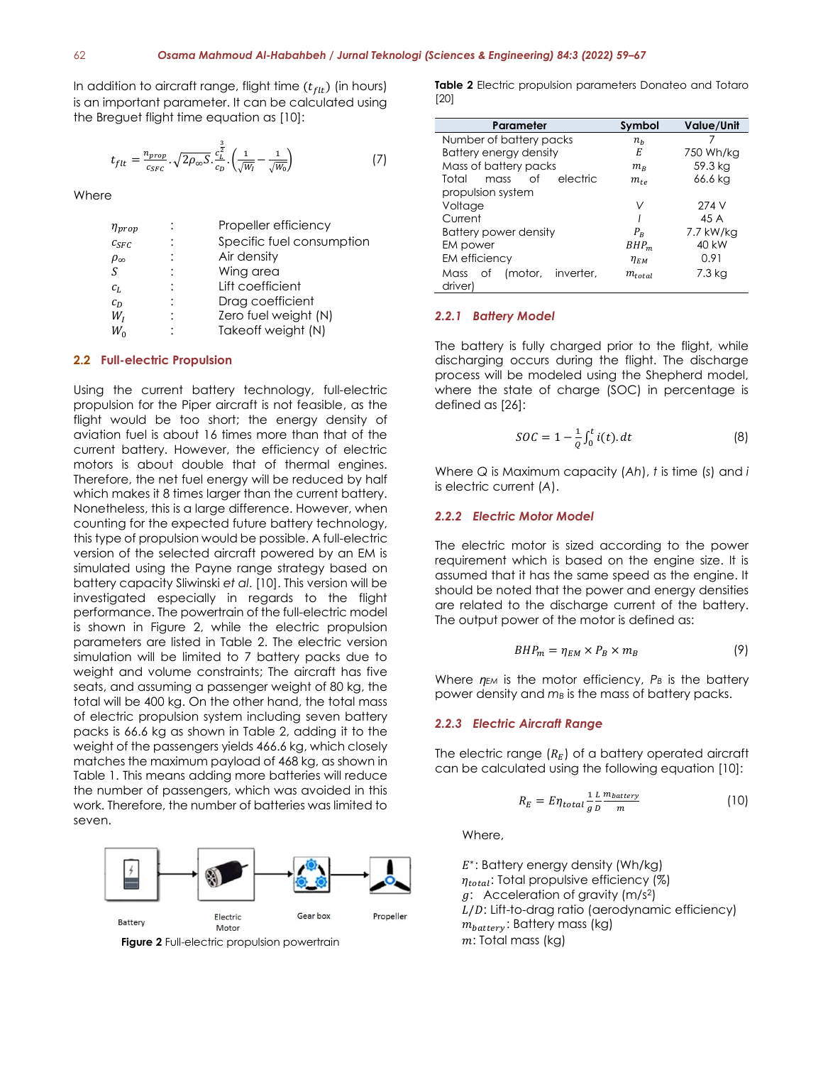In addition to aircraft range, flight time ($t_{flt}$) (in hours) is an important parameter. It can be calculated using the Breguet flight time equation as [10]:

$$t_{flt} = \frac{\eta_{prop}}{c_{SFC}} \cdot \sqrt{2\rho_{\infty} S} \cdot \frac{c_L^{\frac{3}{2}}}{c_D} \cdot \left( \frac{1}{\sqrt{W_I}} - \frac{1}{\sqrt{W_0}} \right) \tag{7}$$

Where

| | | |
|---|---|---|
| $\eta_{prop}$ | : | Propeller efficiency |
| $c_{SFC}$ | : | Specific fuel consumption |
| $\rho_{\infty}$ | : | Air density |
| $S$ | : | Wing area |
| $c_L$ | : | Lift coefficient |
| $c_D$ | : | Drag coefficient |
| $W_I$ | : | Zero fuel weight (N) |
| $W_0$ | : | Takeoff weight (N) |

## 2.2 Full-electric Propulsion

Using the current battery technology, full-electric propulsion for the Piper aircraft is not feasible, as the flight would be too short; the energy density of aviation fuel is about 16 times more than that of the current battery. However, the efficiency of electric motors is about double that of thermal engines. Therefore, the net fuel energy will be reduced by half which makes it 8 times larger than the current battery. Nonetheless, this is a large difference. However, when counting for the expected future battery technology, this type of propulsion would be possible. A full-electric version of the selected aircraft powered by an EM is simulated using the Payne range strategy based on battery capacity Sliwinski *et al.* [10]. This version will be investigated especially in regards to the flight performance. The powertrain of the full-electric model is shown in Figure 2, while the electric propulsion parameters are listed in Table 2. The electric version simulation will be limited to 7 battery packs due to weight and volume constraints; The aircraft has five seats, and assuming a passenger weight of 80 kg, the total will be 400 kg. On the other hand, the total mass of electric propulsion system including seven battery packs is 66.6 kg as shown in Table 2, adding it to the weight of the passengers yields 466.6 kg, which closely matches the maximum payload of 468 kg, as shown in Table 1. This means adding more batteries will reduce the number of passengers, which was avoided in this work. Therefore, the number of batteries was limited to seven.

Battery → Electric Motor → Gear box → Propeller

**Figure 2** Full-electric propulsion powertrain

**Table 2** Electric propulsion parameters Donateo and Totaro [20]

| Parameter | Symbol | Value/Unit |
|---|---|---|
| Number of battery packs | $n_b$ | 7 |
| Battery energy density | $E$ | 750 Wh/kg |
| Mass of battery packs | $m_B$ | 59.3 kg |
| Total mass of electric propulsion system | $m_{te}$ | 66.6 kg |
| Voltage | $V$ | 274 V |
| Current | $I$ | 45 A |
| Battery power density | $P_B$ | 7.7 kW/kg |
| EM power | $BHP_m$ | 40 kW |
| EM efficiency | $\eta_{EM}$ | 0.91 |
| Mass of (motor, inverter, driver) | $m_{total}$ | 7.3 kg |

### 2.2.1 Battery Model

The battery is fully charged prior to the flight, while discharging occurs during the flight. The discharge process will be modeled using the Shepherd model, where the state of charge (SOC) in percentage is defined as [26]:

$$SOC = 1 - \frac{1}{Q}\int_0^t i(t).dt \tag{8}$$

Where $Q$ is Maximum capacity ($Ah$), $t$ is time (s) and $i$ is electric current ($A$).

### 2.2.2 Electric Motor Model

The electric motor is sized according to the power requirement which is based on the engine size. It is assumed that it has the same speed as the engine. It should be noted that the power and energy densities are related to the discharge current of the battery. The output power of the motor is defined as:

$$BHP_m = \eta_{EM} \times P_B \times m_B \tag{9}$$

Where $\eta_{EM}$ is the motor efficiency, $P_B$ is the battery power density and $m_B$ is the mass of battery packs.

### 2.2.3 Electric Aircraft Range

The electric range ($R_E$) of a battery operated aircraft can be calculated using the following equation [10]:

$$R_E = E\eta_{total}\frac{1}{g}\frac{L}{D}\frac{m_{battery}}{m} \tag{10}$$

Where,

$E^*$: Battery energy density (Wh/kg)
$\eta_{total}$: Total propulsive efficiency (%)
$g$: Acceleration of gravity (m/s$^2$)
$L/D$: Lift-to-drag ratio (aerodynamic efficiency)
$m_{battery}$: Battery mass (kg)
$m$: Total mass (kg)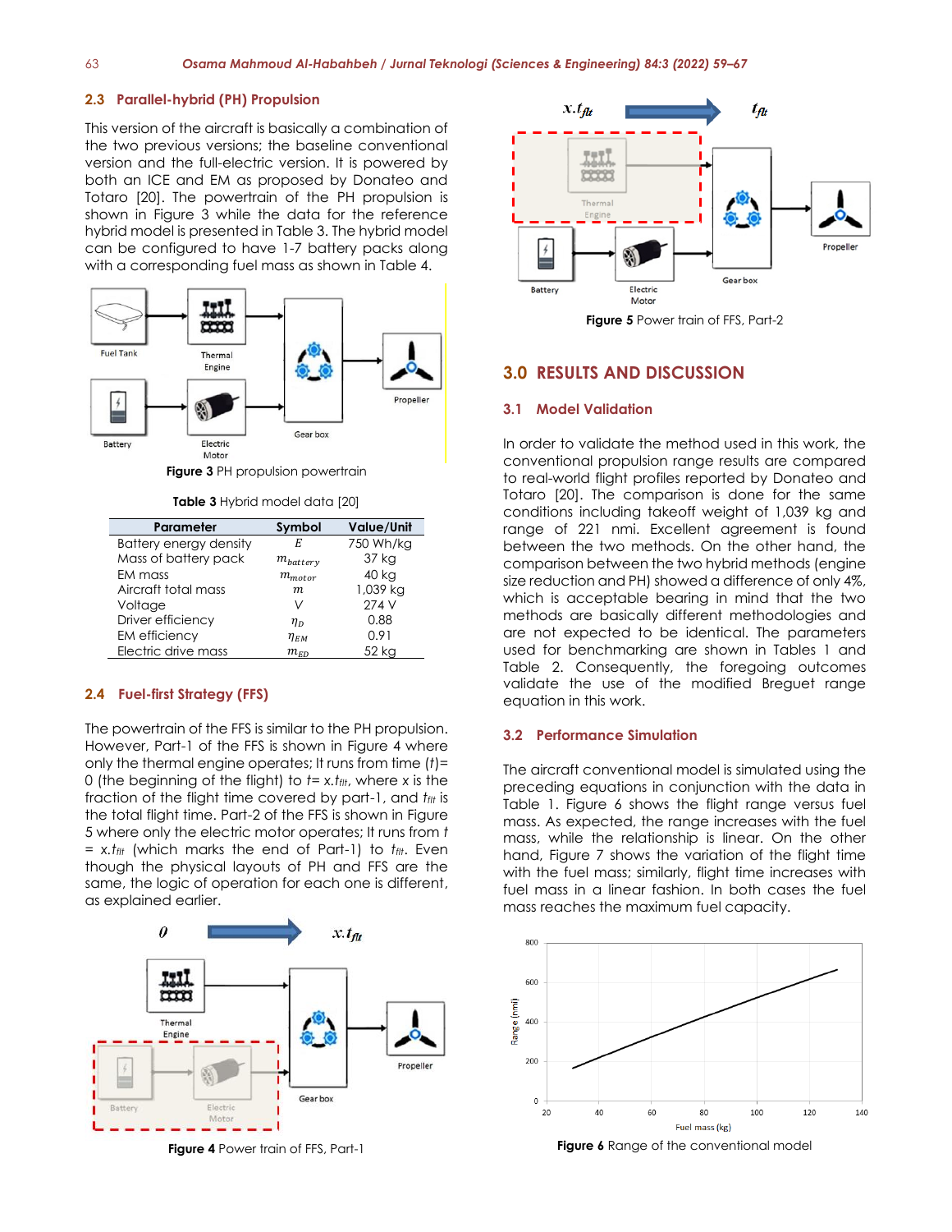### 2.3 Parallel-hybrid (PH) Propulsion

This version of the aircraft is basically a combination of the two previous versions; the baseline conventional version and the full-electric version. It is powered by both an ICE and EM as proposed by Donateo and Totaro [20]. The powertrain of the PH propulsion is shown in Figure 3 while the data for the reference hybrid model is presented in Table 3. The hybrid model can be configured to have 1-7 battery packs along with a corresponding fuel mass as shown in Table 4.

**Figure 3** PH propulsion powertrain

**Table 3** Hybrid model data [20]

| Parameter | Symbol | Value/Unit |
|---|---|---|
| Battery energy density | $E$ | 750 Wh/kg |
| Mass of battery pack | $m_{battery}$ | 37 kg |
| EM mass | $m_{motor}$ | 40 kg |
| Aircraft total mass | $m$ | 1,039 kg |
| Voltage | $V$ | 274 V |
| Driver efficiency | $\eta_D$ | 0.88 |
| EM efficiency | $\eta_{EM}$ | 0.91 |
| Electric drive mass | $m_{ED}$ | 52 kg |

### 2.4 Fuel-first Strategy (FFS)

The powertrain of the FFS is similar to the PH propulsion. However, Part-1 of the FFS is shown in Figure 4 where only the thermal engine operates; It runs from time ($t$)= 0 (the beginning of the flight) to $t$= x.$t_{flt}$, where x is the fraction of the flight time covered by part-1, and $t_{flt}$ is the total flight time. Part-2 of the FFS is shown in Figure 5 where only the electric motor operates; It runs from $t$ = x.$t_{flt}$ (which marks the end of Part-1) to $t_{flt}$. Even though the physical layouts of PH and FFS are the same, the logic of operation for each one is different, as explained earlier.

**Figure 4** Power train of FFS, Part-1

**Figure 5** Power train of FFS, Part-2

## 3.0 RESULTS AND DISCUSSION

### 3.1 Model Validation

In order to validate the method used in this work, the conventional propulsion range results are compared to real-world flight profiles reported by Donateo and Totaro [20]. The comparison is done for the same conditions including takeoff weight of 1,039 kg and range of 221 nmi. Excellent agreement is found between the two methods. On the other hand, the comparison between the two hybrid methods (engine size reduction and PH) showed a difference of only 4%, which is acceptable bearing in mind that the two methods are basically different methodologies and are not expected to be identical. The parameters used for benchmarking are shown in Tables 1 and Table 2. Consequently, the foregoing outcomes validate the use of the modified Breguet range equation in this work.

### 3.2 Performance Simulation

The aircraft conventional model is simulated using the preceding equations in conjunction with the data in Table 1. Figure 6 shows the flight range versus fuel mass. As expected, the range increases with the fuel mass, while the relationship is linear. On the other hand, Figure 7 shows the variation of the flight time with the fuel mass; similarly, flight time increases with fuel mass in a linear fashion. In both cases the fuel mass reaches the maximum fuel capacity.

**Figure 6** Range of the conventional model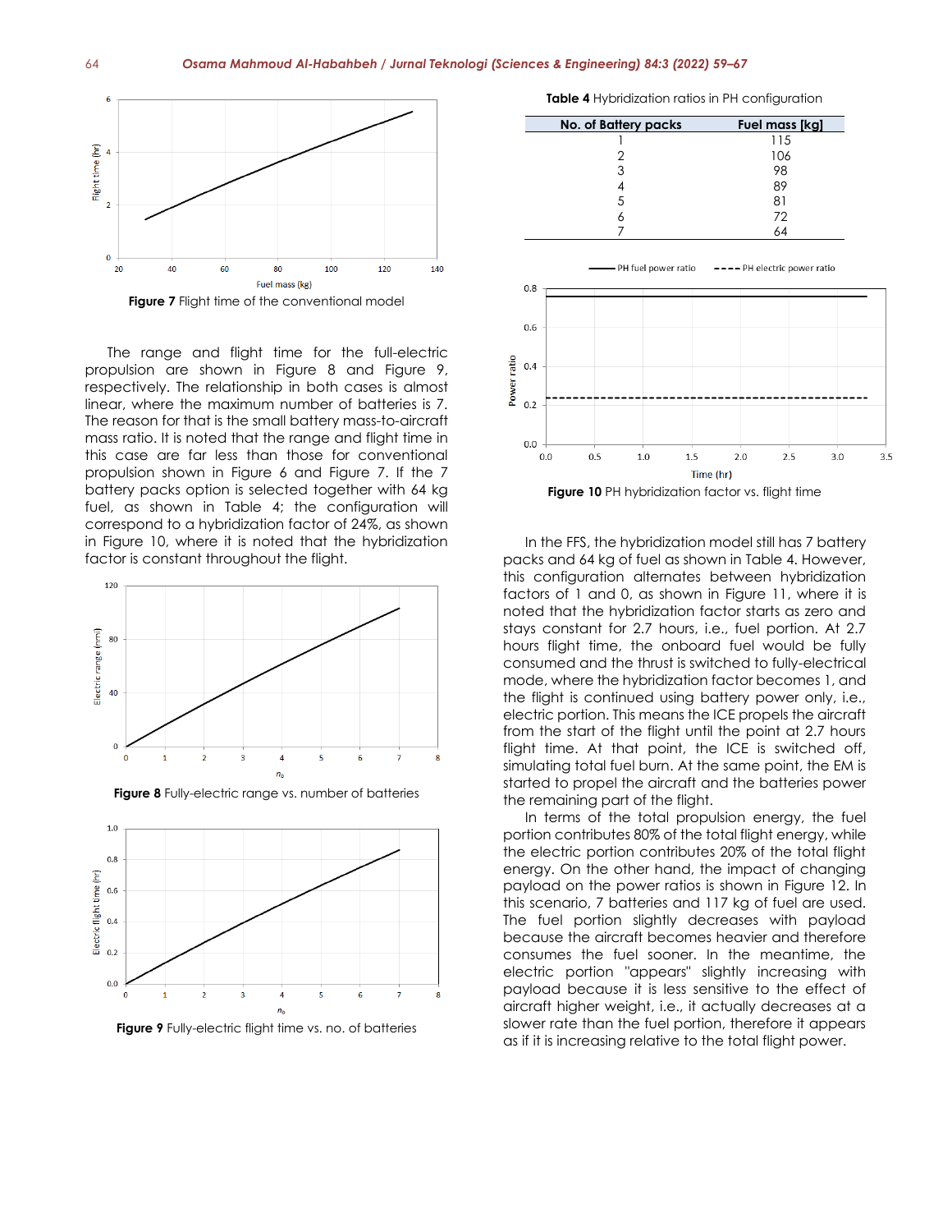Figure 7 Flight time of the conventional model

The range and flight time for the full-electric propulsion are shown in Figure 8 and Figure 9, respectively. The relationship in both cases is almost linear, where the maximum number of batteries is 7. The reason for that is the small battery mass-to-aircraft mass ratio. It is noted that the range and flight time in this case are far less than those for conventional propulsion shown in Figure 6 and Figure 7. If the 7 battery packs option is selected together with 64 kg fuel, as shown in Table 4; the configuration will correspond to a hybridization factor of 24%, as shown in Figure 10, where it is noted that the hybridization factor is constant throughout the flight.

**Figure 8** Fully-electric range vs. number of batteries

**Figure 9** Fully-electric flight time vs. no. of batteries

**Table 4** Hybridization ratios in PH configuration

| No. of Battery packs | Fuel mass [kg] |
|---|---|
| 1 | 115 |
| 2 | 106 |
| 3 | 98 |
| 4 | 89 |
| 5 | 81 |
| 6 | 72 |
| 7 | 64 |

**Figure 10** PH hybridization factor vs. flight time

In the FFS, the hybridization model still has 7 battery packs and 64 kg of fuel as shown in Table 4. However, this configuration alternates between hybridization factors of 1 and 0, as shown in Figure 11, where it is noted that the hybridization factor starts as zero and stays constant for 2.7 hours, i.e., fuel portion. At 2.7 hours flight time, the onboard fuel would be fully consumed and the thrust is switched to fully-electrical mode, where the hybridization factor becomes 1, and the flight is continued using battery power only, i.e., electric portion. This means the ICE propels the aircraft from the start of the flight until the point at 2.7 hours flight time. At that point, the ICE is switched off, simulating total fuel burn. At the same point, the EM is started to propel the aircraft and the batteries power the remaining part of the flight.

In terms of the total propulsion energy, the fuel portion contributes 80% of the total flight energy, while the electric portion contributes 20% of the total flight energy. On the other hand, the impact of changing payload on the power ratios is shown in Figure 12. In this scenario, 7 batteries and 117 kg of fuel are used. The fuel portion slightly decreases with payload because the aircraft becomes heavier and therefore consumes the fuel sooner. In the meantime, the electric portion "appears" slightly increasing with payload because it is less sensitive to the effect of aircraft higher weight, i.e., it actually decreases at a slower rate than the fuel portion, therefore it appears as if it is increasing relative to the total flight power.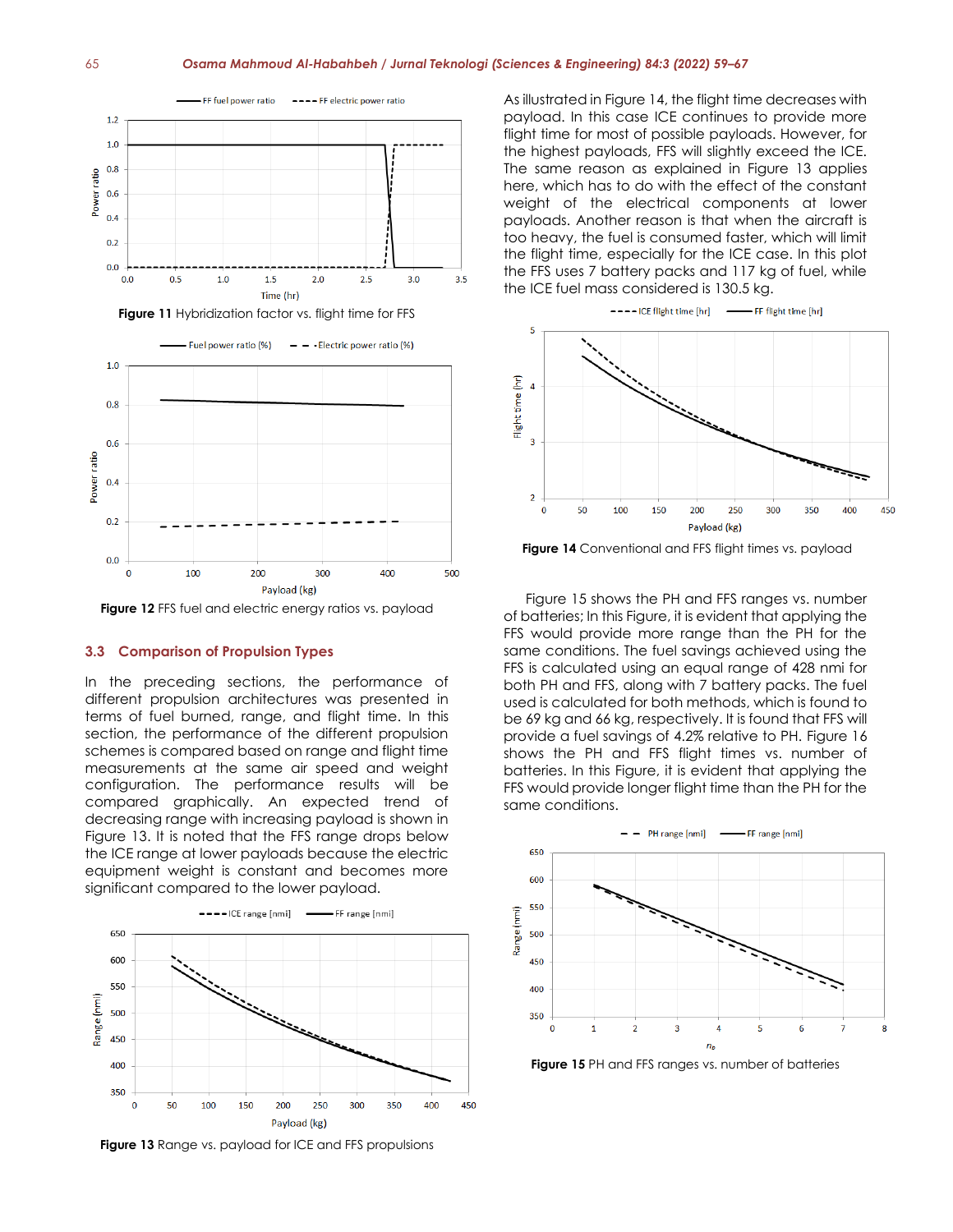Figure 11 Hybridization factor vs. flight time for FFS

Figure 12 FFS fuel and electric energy ratios vs. payload

### 3.3 Comparison of Propulsion Types

In the preceding sections, the performance of different propulsion architectures was presented in terms of fuel burned, range, and flight time. In this section, the performance of the different propulsion schemes is compared based on range and flight time measurements at the same air speed and weight configuration. The performance results will be compared graphically. An expected trend of decreasing range with increasing payload is shown in Figure 13. It is noted that the FFS range drops below the ICE range at lower payloads because the electric equipment weight is constant and becomes more significant compared to the lower payload.

Figure 13 Range vs. payload for ICE and FFS propulsions

As illustrated in Figure 14, the flight time decreases with payload. In this case ICE continues to provide more flight time for most of possible payloads. However, for the highest payloads, FFS will slightly exceed the ICE. The same reason as explained in Figure 13 applies here, which has to do with the effect of the constant weight of the electrical components at lower payloads. Another reason is that when the aircraft is too heavy, the fuel is consumed faster, which will limit the flight time, especially for the ICE case. In this plot the FFS uses 7 battery packs and 117 kg of fuel, while the ICE fuel mass considered is 130.5 kg.

Figure 14 Conventional and FFS flight times vs. payload

Figure 15 shows the PH and FFS ranges vs. number of batteries; In this Figure, it is evident that applying the FFS would provide more range than the PH for the same conditions. The fuel savings achieved using the FFS is calculated using an equal range of 428 nmi for both PH and FFS, along with 7 battery packs. The fuel used is calculated for both methods, which is found to be 69 kg and 66 kg, respectively. It is found that FFS will provide a fuel savings of 4.2% relative to PH. Figure 16 shows the PH and FFS flight times vs. number of batteries. In this Figure, it is evident that applying the FFS would provide longer flight time than the PH for the same conditions.

Figure 15 PH and FFS ranges vs. number of batteries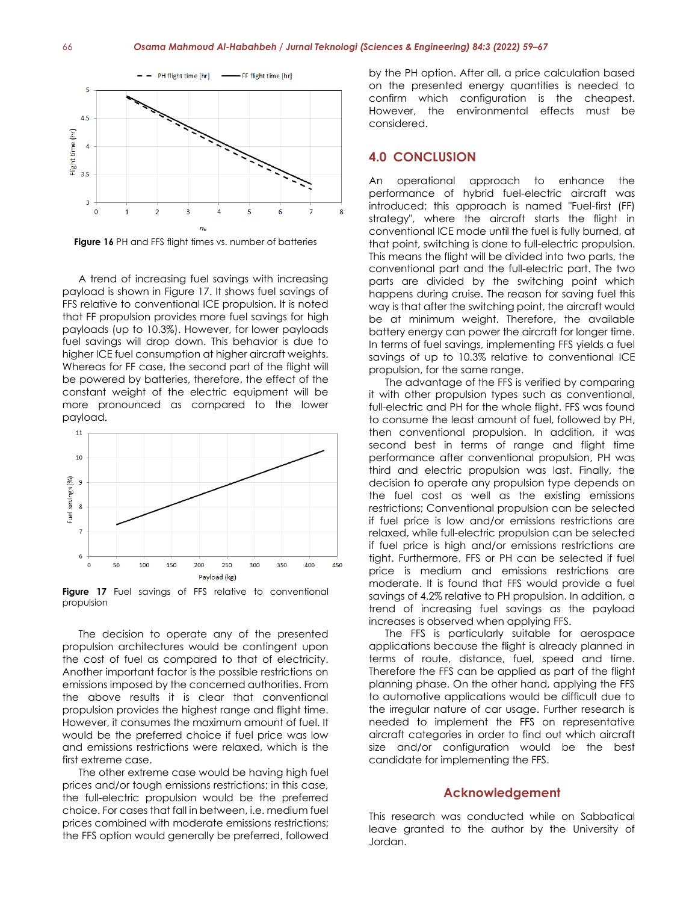Figure 16 PH and FFS flight times vs. number of batteries

A trend of increasing fuel savings with increasing payload is shown in Figure 17. It shows fuel savings of FFS relative to conventional ICE propulsion. It is noted that FF propulsion provides more fuel savings for high payloads (up to 10.3%). However, for lower payloads fuel savings will drop down. This behavior is due to higher ICE fuel consumption at higher aircraft weights. Whereas for FF case, the second part of the flight will be powered by batteries, therefore, the effect of the constant weight of the electric equipment will be more pronounced as compared to the lower payload.

**Figure 17** Fuel savings of FFS relative to conventional propulsion

The decision to operate any of the presented propulsion architectures would be contingent upon the cost of fuel as compared to that of electricity. Another important factor is the possible restrictions on emissions imposed by the concerned authorities. From the above results it is clear that conventional propulsion provides the highest range and flight time. However, it consumes the maximum amount of fuel. It would be the preferred choice if fuel price was low and emissions restrictions were relaxed, which is the first extreme case.

The other extreme case would be having high fuel prices and/or tough emissions restrictions; in this case, the full-electric propulsion would be the preferred choice. For cases that fall in between, i.e. medium fuel prices combined with moderate emissions restrictions; the FFS option would generally be preferred, followed by the PH option. After all, a price calculation based on the presented energy quantities is needed to confirm which configuration is the cheapest. However, the environmental effects must be considered.

## 4.0 CONCLUSION

An operational approach to enhance the performance of hybrid fuel-electric aircraft was introduced; this approach is named "Fuel-first (FF) strategy", where the aircraft starts the flight in conventional ICE mode until the fuel is fully burned, at that point, switching is done to full-electric propulsion. This means the flight will be divided into two parts, the conventional part and the full-electric part. The two parts are divided by the switching point which happens during cruise. The reason for saving fuel this way is that after the switching point, the aircraft would be at minimum weight. Therefore, the available battery energy can power the aircraft for longer time. In terms of fuel savings, implementing FFS yields a fuel savings of up to 10.3% relative to conventional ICE propulsion, for the same range.

The advantage of the FFS is verified by comparing it with other propulsion types such as conventional, full-electric and PH for the whole flight. FFS was found to consume the least amount of fuel, followed by PH, then conventional propulsion. In addition, it was second best in terms of range and flight time performance after conventional propulsion, PH was third and electric propulsion was last. Finally, the decision to operate any propulsion type depends on the fuel cost as well as the existing emissions restrictions; Conventional propulsion can be selected if fuel price is low and/or emissions restrictions are relaxed, while full-electric propulsion can be selected if fuel price is high and/or emissions restrictions are tight. Furthermore, FFS or PH can be selected if fuel price is medium and emissions restrictions are moderate. It is found that FFS would provide a fuel savings of 4.2% relative to PH propulsion. In addition, a trend of increasing fuel savings as the payload increases is observed when applying FFS.

The FFS is particularly suitable for aerospace applications because the flight is already planned in terms of route, distance, fuel, speed and time. Therefore the FFS can be applied as part of the flight planning phase. On the other hand, applying the FFS to automotive applications would be difficult due to the irregular nature of car usage. Further research is needed to implement the FFS on representative aircraft categories in order to find out which aircraft size and/or configuration would be the best candidate for implementing the FFS.

## Acknowledgement

This research was conducted while on Sabbatical leave granted to the author by the University of Jordan.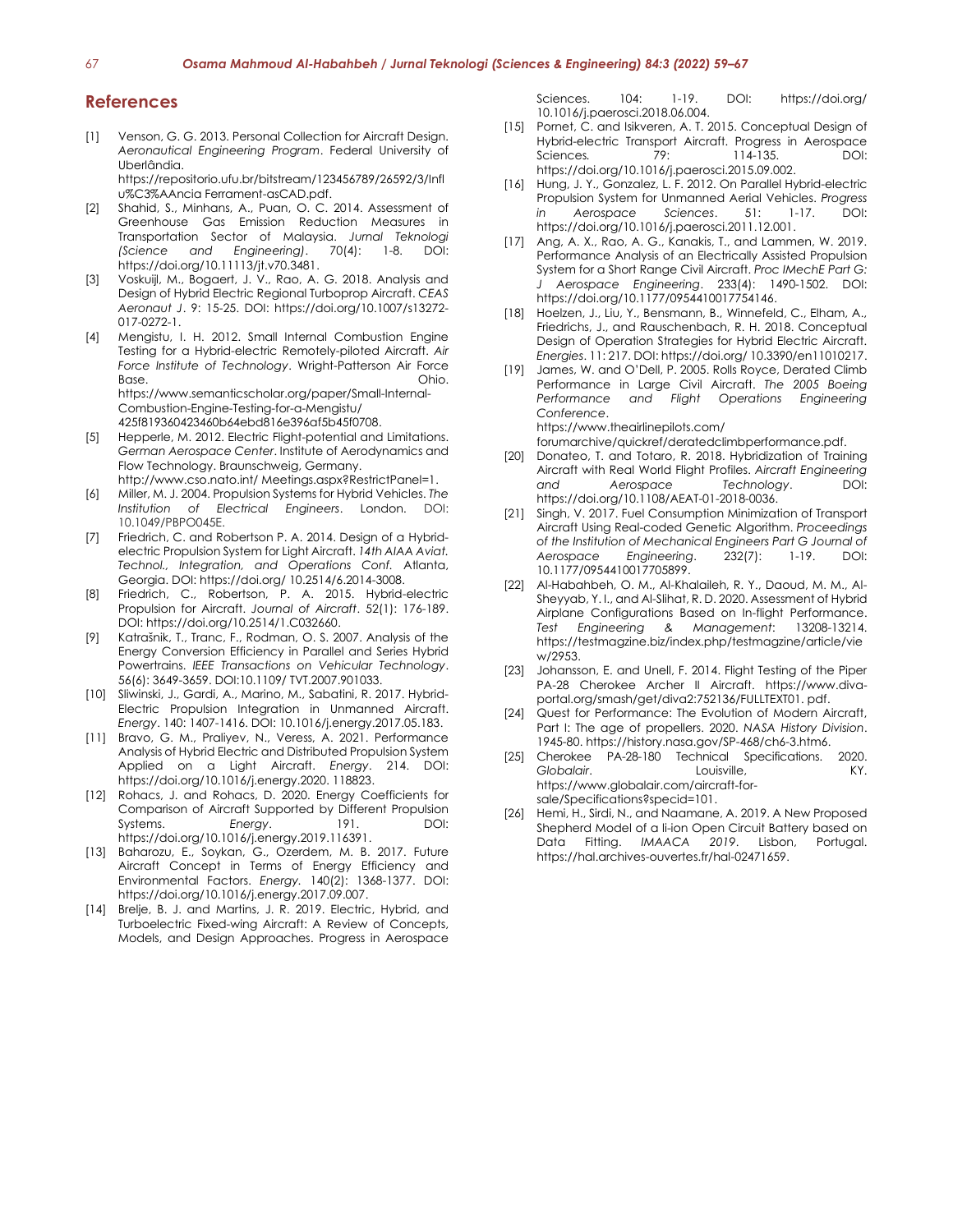## References

[1] Venson, G. G. 2013. Personal Collection for Aircraft Design. *Aeronautical Engineering Program*. Federal University of Uberlândia. https://repositorio.ufu.br/bitstream/123456789/26592/3/Influ%C3%AAncia Ferrament-asCAD.pdf.

[2] Shahid, S., Minhans, A., Puan, O. C. 2014. Assessment of Greenhouse Gas Emission Reduction Measures in Transportation Sector of Malaysia. *Jurnal Teknologi (Science and Engineering)*. 70(4): 1-8. DOI: https://doi.org/10.11113/jt.v70.3481.

[3] Voskuijl, M., Bogaert, J. V., Rao, A. G. 2018. Analysis and Design of Hybrid Electric Regional Turboprop Aircraft. *CEAS Aeronaut J*. 9: 15-25. DOI: https://doi.org/10.1007/s13272-017-0272-1.

[4] Mengistu, I. H. 2012. Small Internal Combustion Engine Testing for a Hybrid-electric Remotely-piloted Aircraft. *Air Force Institute of Technology*. Wright-Patterson Air Force Base. Ohio. https://www.semanticscholar.org/paper/Small-Internal-Combustion-Engine-Testing-for-a-Mengistu/425f819360423460b64ebd816e396af5b45f0708.

[5] Hepperle, M. 2012. Electric Flight-potential and Limitations. *German Aerospace Center*. Institute of Aerodynamics and Flow Technology. Braunschweig, Germany. http://www.cso.nato.int/ Meetings.aspx?RestrictPanel=1.

[6] Miller, M. J. 2004. Propulsion Systems for Hybrid Vehicles. *The Institution of Electrical Engineers*. London. DOI: 10.1049/PBPO045E.

[7] Friedrich, C. and Robertson P. A. 2014. Design of a Hybrid-electric Propulsion System for Light Aircraft. *14th AIAA Aviat. Technol., Integration, and Operations Conf.* Atlanta, Georgia. DOI: https://doi.org/ 10.2514/6.2014-3008.

[8] Friedrich, C., Robertson, P. A. 2015. Hybrid-electric Propulsion for Aircraft. *Journal of Aircraft*. 52(1): 176-189. DOI: https://doi.org/10.2514/1.C032660.

[9] Katrašnik, T., Tranc, F., Rodman, O. S. 2007. Analysis of the Energy Conversion Efficiency in Parallel and Series Hybrid Powertrains. *IEEE Transactions on Vehicular Technology*. 56(6): 3649-3659. DOI:10.1109/ TVT.2007.901033.

[10] Sliwinski, J., Gardi, A., Marino, M., Sabatini, R. 2017. Hybrid-Electric Propulsion Integration in Unmanned Aircraft. *Energy*. 140: 1407-1416. DOI: 10.1016/j.energy.2017.05.183.

[11] Bravo, G. M., Praliyev, N., Veress, A. 2021. Performance Analysis of Hybrid Electric and Distributed Propulsion System Applied on a Light Aircraft. *Energy*. 214. DOI: https://doi.org/10.1016/j.energy.2020. 118823.

[12] Rohacs, J. and Rohacs, D. 2020. Energy Coefficients for Comparison of Aircraft Supported by Different Propulsion Systems. *Energy*. 191. DOI: https://doi.org/10.1016/j.energy.2019.116391.

[13] Baharozu, E., Soykan, G., Ozerdem, M. B. 2017. Future Aircraft Concept in Terms of Energy Efficiency and Environmental Factors. *Energy.* 140(2): 1368-1377. DOI: https://doi.org/10.1016/j.energy.2017.09.007.

[14] Brelje, B. J. and Martins, J. R. 2019. Electric, Hybrid, and Turboelectric Fixed-wing Aircraft: A Review of Concepts, Models, and Design Approaches. Progress in Aerospace Sciences. 104: 1-19. DOI: https://doi.org/ 10.1016/j.paerosci.2018.06.004.

[15] Pornet, C. and Isikveren, A. T. 2015. Conceptual Design of Hybrid-electric Transport Aircraft. Progress in Aerospace Sciences. 79: 114-135. DOI: https://doi.org/10.1016/j.paerosci.2015.09.002.

[16] Hung, J. Y., Gonzalez, L. F. 2012. On Parallel Hybrid-electric Propulsion System for Unmanned Aerial Vehicles. *Progress in Aerospace Sciences*. 51: 1-17. DOI: https://doi.org/10.1016/j.paerosci.2011.12.001.

[17] Ang, A. X., Rao, A. G., Kanakis, T., and Lammen, W. 2019. Performance Analysis of an Electrically Assisted Propulsion System for a Short Range Civil Aircraft. *Proc IMechE Part G: J Aerospace Engineering*. 233(4): 1490-1502. DOI: https://doi.org/10.1177/0954410017754146.

[18] Hoelzen, J., Liu, Y., Bensmann, B., Winnefeld, C., Elham, A., Friedrichs, J., and Rauschenbach, R. H. 2018. Conceptual Design of Operation Strategies for Hybrid Electric Aircraft. *Energies*. 11: 217. DOI: https://doi.org/ 10.3390/en11010217.

[19] James, W. and O'Dell, P. 2005. Rolls Royce, Derated Climb Performance in Large Civil Aircraft. *The 2005 Boeing Performance and Flight Operations Engineering Conference*. https://www.theairlinepilots.com/ forumarchive/quickref/deratedclimbperformance.pdf.

[20] Donateo, T. and Totaro, R. 2018. Hybridization of Training Aircraft with Real World Flight Profiles. *Aircraft Engineering and Aerospace Technology*. DOI: https://doi.org/10.1108/AEAT-01-2018-0036.

[21] Singh, V. 2017. Fuel Consumption Minimization of Transport Aircraft Using Real-coded Genetic Algorithm. *Proceedings of the Institution of Mechanical Engineers Part G Journal of Aerospace Engineering*. 232(7): 1-19. DOI: 10.1177/0954410017705899.

[22] Al-Habahbeh, O. M., Al-Khalaileh, R. Y., Daoud, M. M., Al-Sheyyab, Y. I., and Al-Slihat, R. D. 2020. Assessment of Hybrid Airplane Configurations Based on In-flight Performance. *Test Engineering & Management*: 13208-13214. https://testmagzine.biz/index.php/testmagzine/article/view/2953.

[23] Johansson, E. and Unell, F. 2014. Flight Testing of the Piper PA-28 Cherokee Archer II Aircraft. https://www.diva-portal.org/smash/get/diva2:752136/FULLTEXT01. pdf.

[24] Quest for Performance: The Evolution of Modern Aircraft, Part I: The age of propellers. 2020. *NASA History Division*. 1945-80. https://history.nasa.gov/SP-468/ch6-3.htm6.

[25] Cherokee PA-28-180 Technical Specifications. 2020. *Globalair*. Louisville, KY. https://www.globalair.com/aircraft-for-sale/Specifications?specid=101.

[26] Hemi, H., Sirdi, N., and Naamane, A. 2019. A New Proposed Shepherd Model of a li-ion Open Circuit Battery based on Data Fitting. *IMAACA 2019*. Lisbon, Portugal. https://hal.archives-ouvertes.fr/hal-02471659.